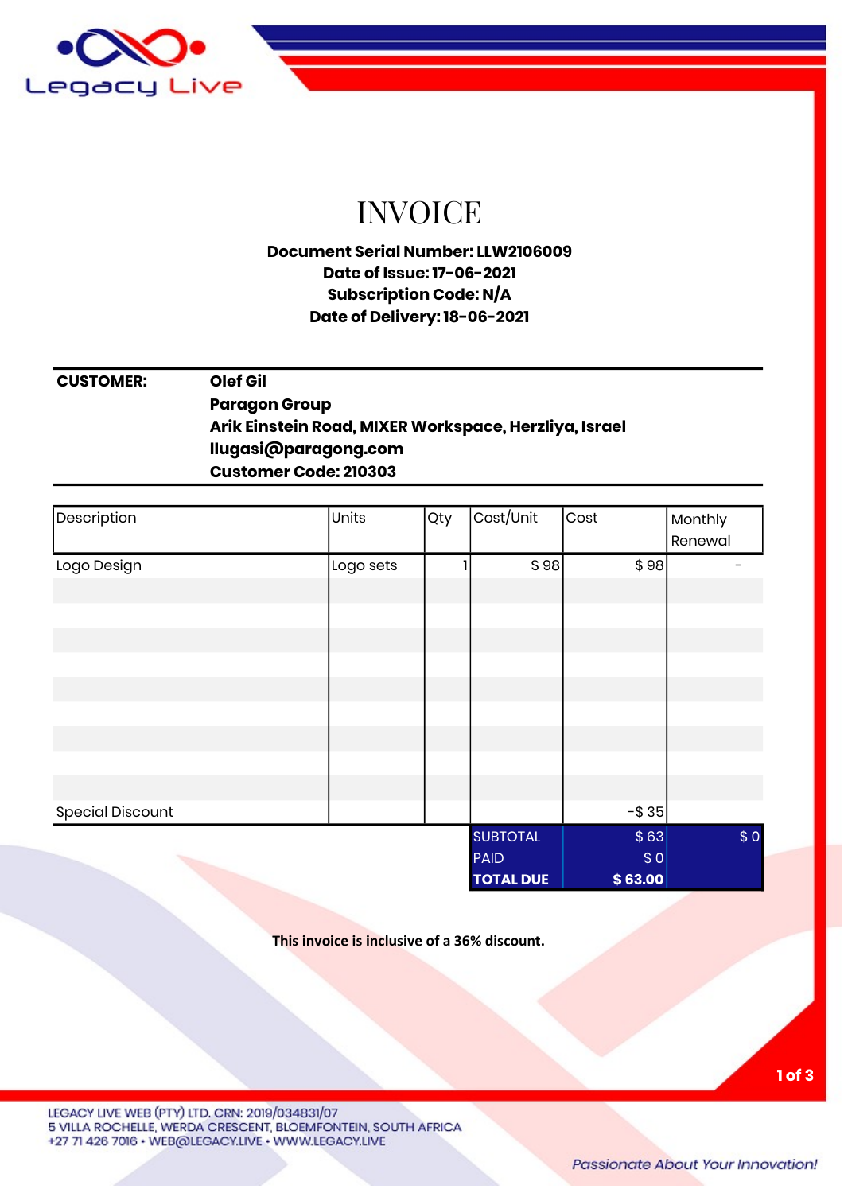Legacy Live

# INVOICE

**Document Serial Number: LLW2106009**
**Date of Issue: 17-06-2021**
**Subscription Code: N/A**
**Date of Delivery: 18-06-2021**

| **CUSTOMER:** | **Olef Gil** |
|---|---|
| | **Paragon Group** |
| | **Arik Einstein Road, MIXER Workspace, Herzliya, Israel** |
| | **llugasi@paragong.com** |
| | **Customer Code: 210303** |

| Description | Units | Qty | Cost/Unit | Cost | Monthly Renewal |
|---|---|---|---|---|---|
| Logo Design | Logo sets | 1 | $ 98 | $ 98 | - |
| Special Discount | | | | -$ 35 | |
| | | | SUBTOTAL | $ 63 | $ 0 |
| | | | PAID | $ 0 | |
| | | | **TOTAL DUE** | **$ 63.00** | |

**This invoice is inclusive of a 36% discount.**

LEGACY LIVE WEB (PTY) LTD. CRN: 2019/034831/07
5 VILLA ROCHELLE, WERDA CRESCENT, BLOEMFONTEIN, SOUTH AFRICA
+27 71 426 7016 • WEB@LEGACY.LIVE • WWW.LEGACY.LIVE

*Passionate About Your Innovation!*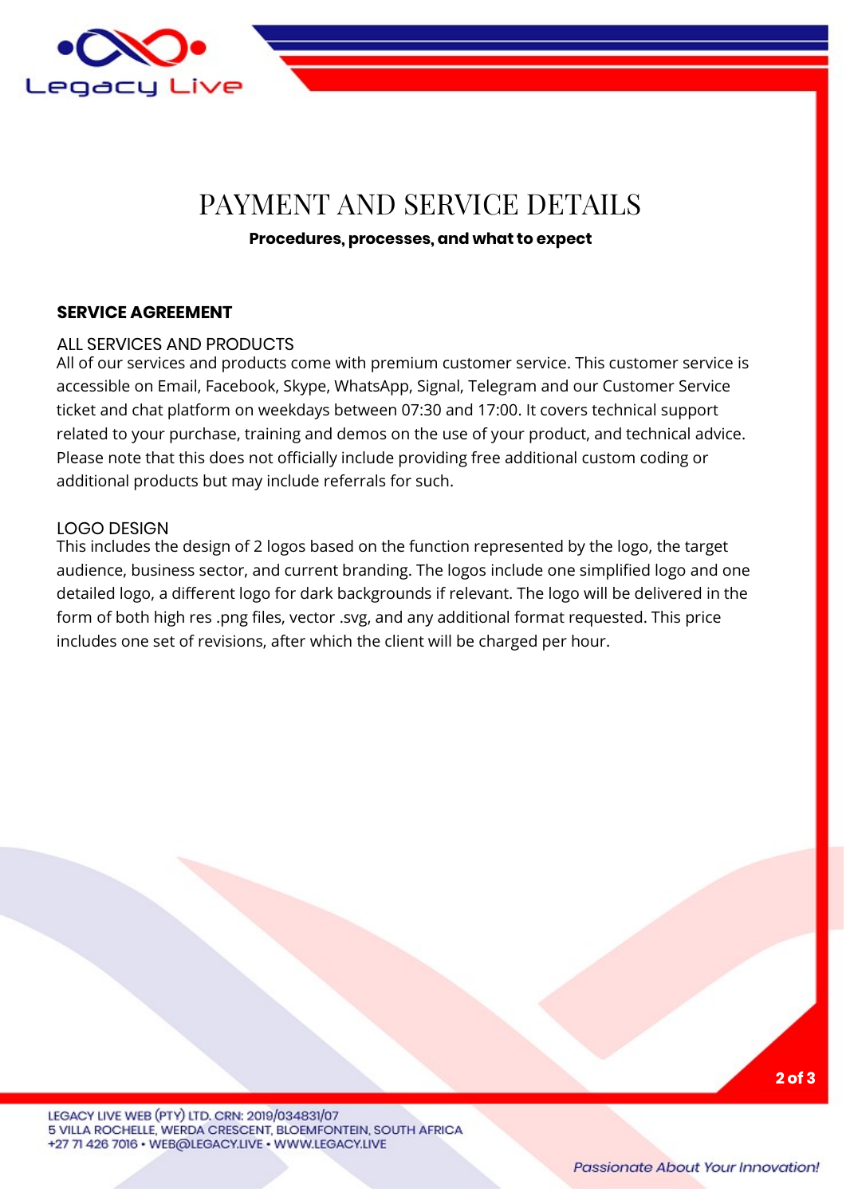# PAYMENT AND SERVICE DETAILS

**Procedures, processes, and what to expect**

## SERVICE AGREEMENT

### ALL SERVICES AND PRODUCTS

All of our services and products come with premium customer service. This customer service is accessible on Email, Facebook, Skype, WhatsApp, Signal, Telegram and our Customer Service ticket and chat platform on weekdays between 07:30 and 17:00. It covers technical support related to your purchase, training and demos on the use of your product, and technical advice. Please note that this does not officially include providing free additional custom coding or additional products but may include referrals for such.

### LOGO DESIGN

This includes the design of 2 logos based on the function represented by the logo, the target audience, business sector, and current branding. The logos include one simplified logo and one detailed logo, a different logo for dark backgrounds if relevant. The logo will be delivered in the form of both high res .png files, vector .svg, and any additional format requested. This price includes one set of revisions, after which the client will be charged per hour.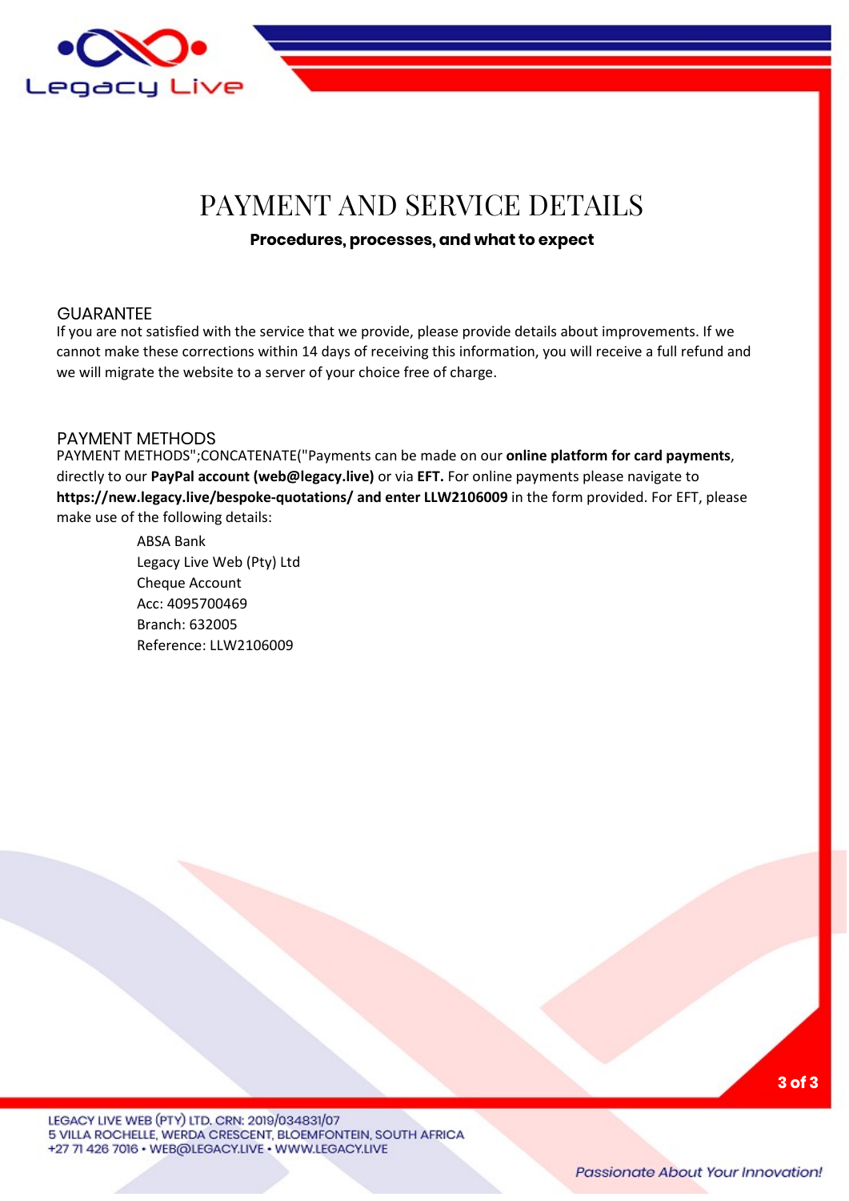# PAYMENT AND SERVICE DETAILS

**Procedures, processes, and what to expect**

## GUARANTEE

If you are not satisfied with the service that we provide, please provide details about improvements. If we cannot make these corrections within 14 days of receiving this information, you will receive a full refund and we will migrate the website to a server of your choice free of charge.

## PAYMENT METHODS

PAYMENT METHODS";CONCATENATE("Payments can be made on our **online platform for card payments**, directly to our **PayPal account (web@legacy.live)** or via **EFT.** For online payments please navigate to **https://new.legacy.live/bespoke-quotations/ and enter LLW2106009** in the form provided. For EFT, please make use of the following details:

ABSA Bank
Legacy Live Web (Pty) Ltd
Cheque Account
Acc: 4095700469
Branch: 632005
Reference: LLW2106009

LEGACY LIVE WEB (PTY) LTD. CRN: 2019/034831/07
5 VILLA ROCHELLE, WERDA CRESCENT, BLOEMFONTEIN, SOUTH AFRICA
+27 71 426 7016 • WEB@LEGACY.LIVE • WWW.LEGACY.LIVE

*Passionate About Your Innovation!*